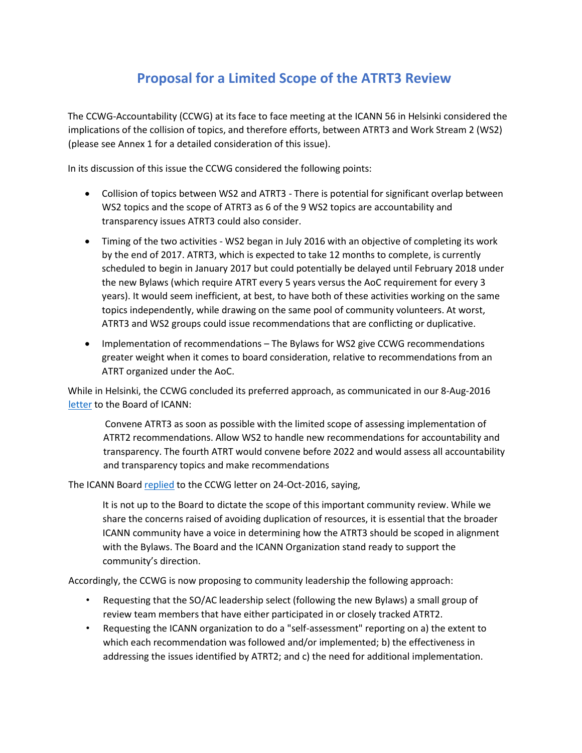# Proposal for a Limited Scope of the ATRT3 Review

The CCWG-Accountability (CCWG) at its face to face meeting at the ICANN 56 in Helsinki considered the implications of the collision of topics, and therefore efforts, between ATRT3 and Work Stream 2 (WS2) (please see Annex 1 for a detailed consideration of this issue).

In its discussion of this issue the CCWG considered the following points:

- Collision of topics between WS2 and ATRT3 - There is potential for significant overlap between WS2 topics and the scope of ATRT3 as 6 of the 9 WS2 topics are accountability and transparency issues ATRT3 could also consider.
- Timing of the two activities - WS2 began in July 2016 with an objective of completing its work by the end of 2017. ATRT3, which is expected to take 12 months to complete, is currently scheduled to begin in January 2017 but could potentially be delayed until February 2018 under the new Bylaws (which require ATRT every 5 years versus the AoC requirement for every 3 years). It would seem inefficient, at best, to have both of these activities working on the same topics independently, while drawing on the same pool of community volunteers. At worst, ATRT3 and WS2 groups could issue recommendations that are conflicting or duplicative.
- Implementation of recommendations – The Bylaws for WS2 give CCWG recommendations greater weight when it comes to board consideration, relative to recommendations from an ATRT organized under the AoC.

While in Helsinki, the CCWG concluded its preferred approach, as communicated in our 8-Aug-2016 letter to the Board of ICANN:

> Convene ATRT3 as soon as possible with the limited scope of assessing implementation of ATRT2 recommendations. Allow WS2 to handle new recommendations for accountability and transparency. The fourth ATRT would convene before 2022 and would assess all accountability and transparency topics and make recommendations

The ICANN Board replied to the CCWG letter on 24-Oct-2016, saying,

> It is not up to the Board to dictate the scope of this important community review. While we share the concerns raised of avoiding duplication of resources, it is essential that the broader ICANN community have a voice in determining how the ATRT3 should be scoped in alignment with the Bylaws. The Board and the ICANN Organization stand ready to support the community's direction.

Accordingly, the CCWG is now proposing to community leadership the following approach:

- Requesting that the SO/AC leadership select (following the new Bylaws) a small group of review team members that have either participated in or closely tracked ATRT2.
- Requesting the ICANN organization to do a "self-assessment" reporting on a) the extent to which each recommendation was followed and/or implemented; b) the effectiveness in addressing the issues identified by ATRT2; and c) the need for additional implementation.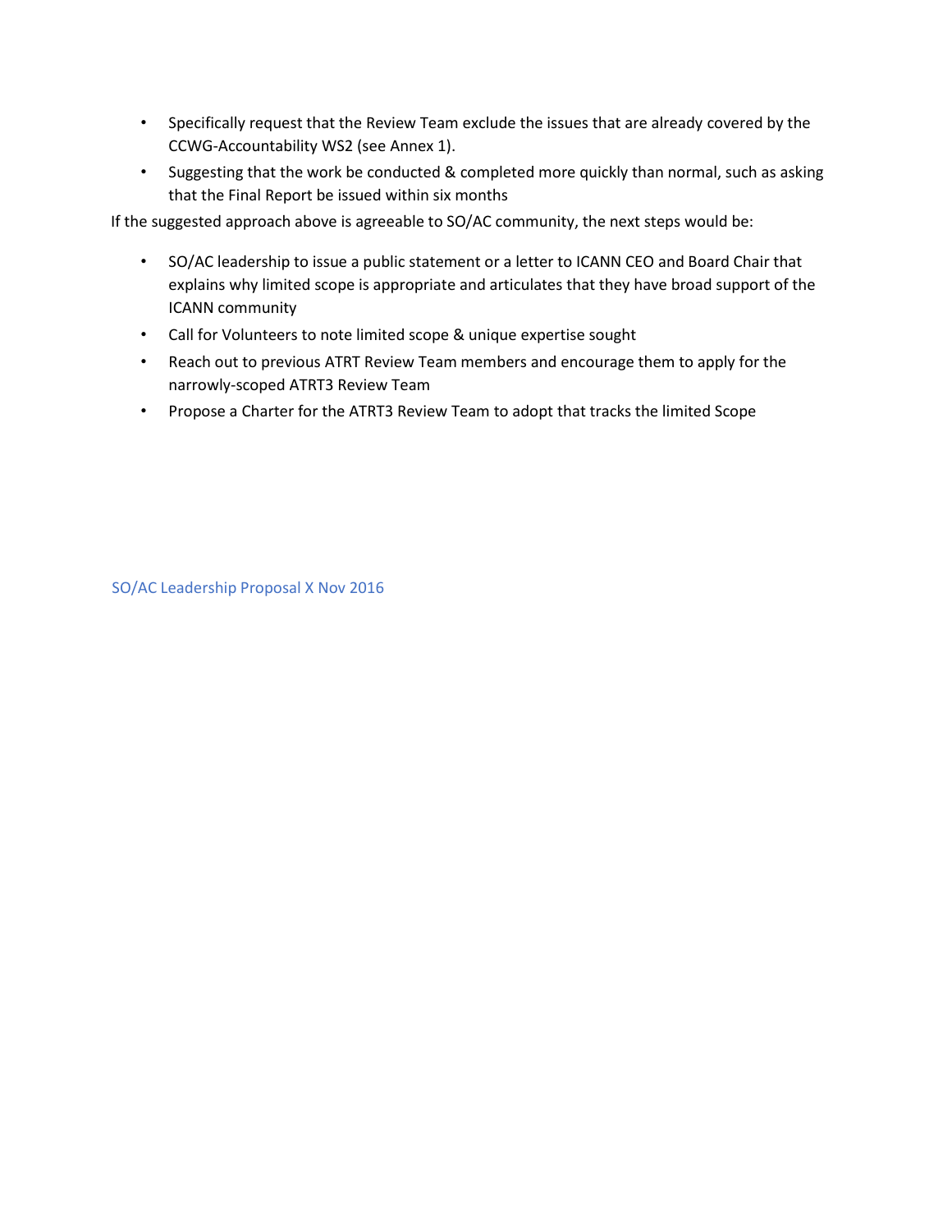- Specifically request that the Review Team exclude the issues that are already covered by the CCWG-Accountability WS2 (see Annex 1).
- Suggesting that the work be conducted & completed more quickly than normal, such as asking that the Final Report be issued within six months

If the suggested approach above is agreeable to SO/AC community, the next steps would be:

- SO/AC leadership to issue a public statement or a letter to ICANN CEO and Board Chair that explains why limited scope is appropriate and articulates that they have broad support of the ICANN community
- Call for Volunteers to note limited scope & unique expertise sought
- Reach out to previous ATRT Review Team members and encourage them to apply for the narrowly-scoped ATRT3 Review Team
- Propose a Charter for the ATRT3 Review Team to adopt that tracks the limited Scope

SO/AC Leadership Proposal X Nov 2016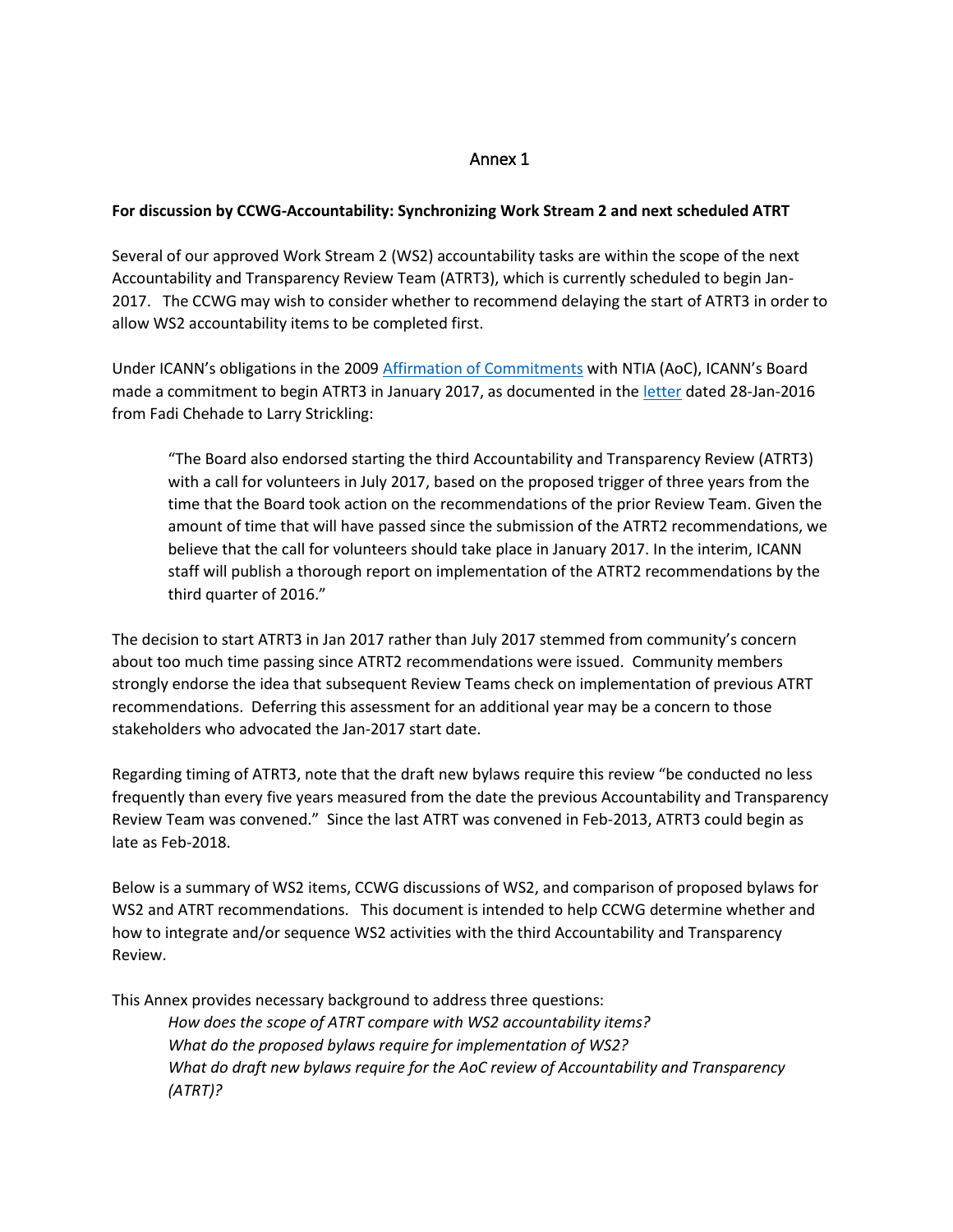# Annex 1

**For discussion by CCWG-Accountability: Synchronizing Work Stream 2 and next scheduled ATRT**

Several of our approved Work Stream 2 (WS2) accountability tasks are within the scope of the next Accountability and Transparency Review Team (ATRT3), which is currently scheduled to begin Jan-2017. The CCWG may wish to consider whether to recommend delaying the start of ATRT3 in order to allow WS2 accountability items to be completed first.

Under ICANN's obligations in the 2009 Affirmation of Commitments with NTIA (AoC), ICANN's Board made a commitment to begin ATRT3 in January 2017, as documented in the letter dated 28-Jan-2016 from Fadi Chehade to Larry Strickling:

> "The Board also endorsed starting the third Accountability and Transparency Review (ATRT3) with a call for volunteers in July 2017, based on the proposed trigger of three years from the time that the Board took action on the recommendations of the prior Review Team. Given the amount of time that will have passed since the submission of the ATRT2 recommendations, we believe that the call for volunteers should take place in January 2017. In the interim, ICANN staff will publish a thorough report on implementation of the ATRT2 recommendations by the third quarter of 2016."

The decision to start ATRT3 in Jan 2017 rather than July 2017 stemmed from community's concern about too much time passing since ATRT2 recommendations were issued. Community members strongly endorse the idea that subsequent Review Teams check on implementation of previous ATRT recommendations. Deferring this assessment for an additional year may be a concern to those stakeholders who advocated the Jan-2017 start date.

Regarding timing of ATRT3, note that the draft new bylaws require this review "be conducted no less frequently than every five years measured from the date the previous Accountability and Transparency Review Team was convened." Since the last ATRT was convened in Feb-2013, ATRT3 could begin as late as Feb-2018.

Below is a summary of WS2 items, CCWG discussions of WS2, and comparison of proposed bylaws for WS2 and ATRT recommendations. This document is intended to help CCWG determine whether and how to integrate and/or sequence WS2 activities with the third Accountability and Transparency Review.

This Annex provides necessary background to address three questions:

> *How does the scope of ATRT compare with WS2 accountability items?*
> *What do the proposed bylaws require for implementation of WS2?*
> *What do draft new bylaws require for the AoC review of Accountability and Transparency (ATRT)?*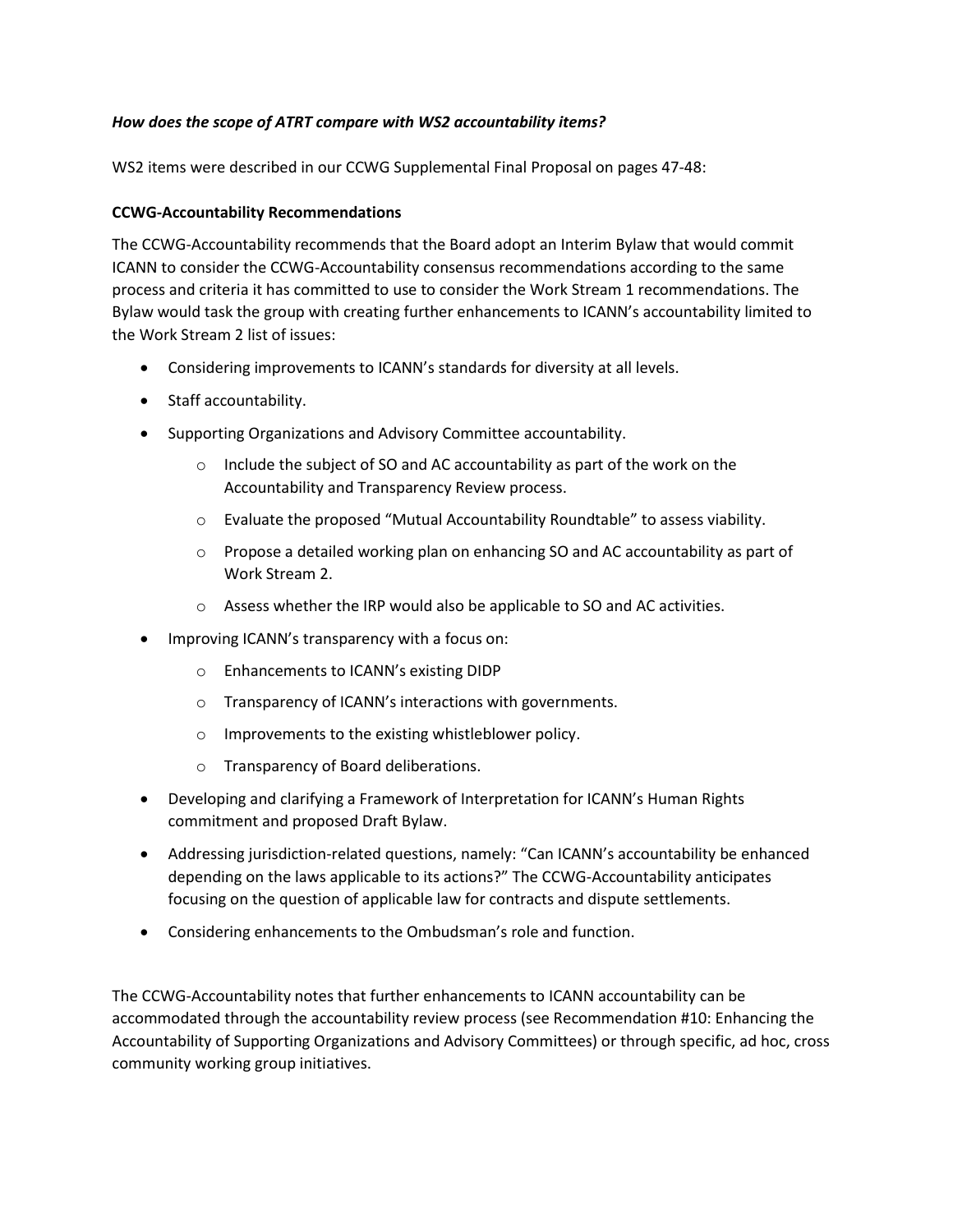***How does the scope of ATRT compare with WS2 accountability items?***

WS2 items were described in our CCWG Supplemental Final Proposal on pages 47-48:

**CCWG-Accountability Recommendations**

The CCWG-Accountability recommends that the Board adopt an Interim Bylaw that would commit ICANN to consider the CCWG-Accountability consensus recommendations according to the same process and criteria it has committed to use to consider the Work Stream 1 recommendations. The Bylaw would task the group with creating further enhancements to ICANN's accountability limited to the Work Stream 2 list of issues:

- Considering improvements to ICANN's standards for diversity at all levels.
- Staff accountability.
- Supporting Organizations and Advisory Committee accountability.
  - Include the subject of SO and AC accountability as part of the work on the Accountability and Transparency Review process.
  - Evaluate the proposed "Mutual Accountability Roundtable" to assess viability.
  - Propose a detailed working plan on enhancing SO and AC accountability as part of Work Stream 2.
  - Assess whether the IRP would also be applicable to SO and AC activities.
- Improving ICANN's transparency with a focus on:
  - Enhancements to ICANN's existing DIDP
  - Transparency of ICANN's interactions with governments.
  - Improvements to the existing whistleblower policy.
  - Transparency of Board deliberations.
- Developing and clarifying a Framework of Interpretation for ICANN's Human Rights commitment and proposed Draft Bylaw.
- Addressing jurisdiction-related questions, namely: "Can ICANN's accountability be enhanced depending on the laws applicable to its actions?" The CCWG-Accountability anticipates focusing on the question of applicable law for contracts and dispute settlements.
- Considering enhancements to the Ombudsman's role and function.

The CCWG-Accountability notes that further enhancements to ICANN accountability can be accommodated through the accountability review process (see Recommendation #10: Enhancing the Accountability of Supporting Organizations and Advisory Committees) or through specific, ad hoc, cross community working group initiatives.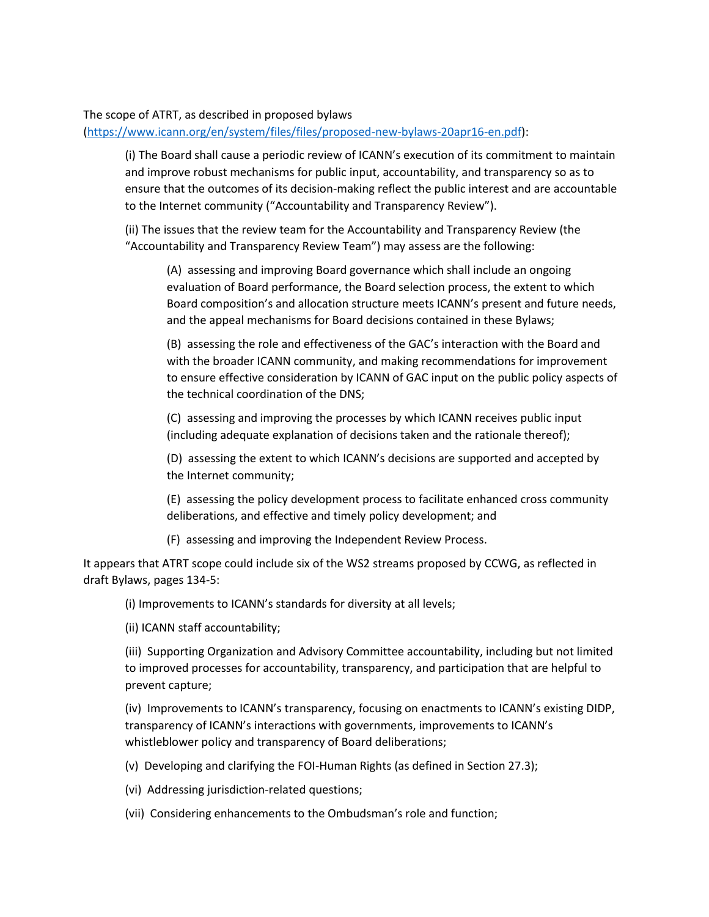The scope of ATRT, as described in proposed bylaws (https://www.icann.org/en/system/files/files/proposed-new-bylaws-20apr16-en.pdf):

> (i) The Board shall cause a periodic review of ICANN's execution of its commitment to maintain and improve robust mechanisms for public input, accountability, and transparency so as to ensure that the outcomes of its decision-making reflect the public interest and are accountable to the Internet community ("Accountability and Transparency Review").
>
> (ii) The issues that the review team for the Accountability and Transparency Review (the "Accountability and Transparency Review Team") may assess are the following:
>
> > (A) assessing and improving Board governance which shall include an ongoing evaluation of Board performance, the Board selection process, the extent to which Board composition's and allocation structure meets ICANN's present and future needs, and the appeal mechanisms for Board decisions contained in these Bylaws;
> >
> > (B) assessing the role and effectiveness of the GAC's interaction with the Board and with the broader ICANN community, and making recommendations for improvement to ensure effective consideration by ICANN of GAC input on the public policy aspects of the technical coordination of the DNS;
> >
> > (C) assessing and improving the processes by which ICANN receives public input (including adequate explanation of decisions taken and the rationale thereof);
> >
> > (D) assessing the extent to which ICANN's decisions are supported and accepted by the Internet community;
> >
> > (E) assessing the policy development process to facilitate enhanced cross community deliberations, and effective and timely policy development; and
> >
> > (F) assessing and improving the Independent Review Process.

It appears that ATRT scope could include six of the WS2 streams proposed by CCWG, as reflected in draft Bylaws, pages 134-5:

> (i) Improvements to ICANN's standards for diversity at all levels;
>
> (ii) ICANN staff accountability;
>
> (iii) Supporting Organization and Advisory Committee accountability, including but not limited to improved processes for accountability, transparency, and participation that are helpful to prevent capture;
>
> (iv) Improvements to ICANN's transparency, focusing on enactments to ICANN's existing DIDP, transparency of ICANN's interactions with governments, improvements to ICANN's whistleblower policy and transparency of Board deliberations;
>
> (v) Developing and clarifying the FOI-Human Rights (as defined in Section 27.3);
>
> (vi) Addressing jurisdiction-related questions;
>
> (vii) Considering enhancements to the Ombudsman's role and function;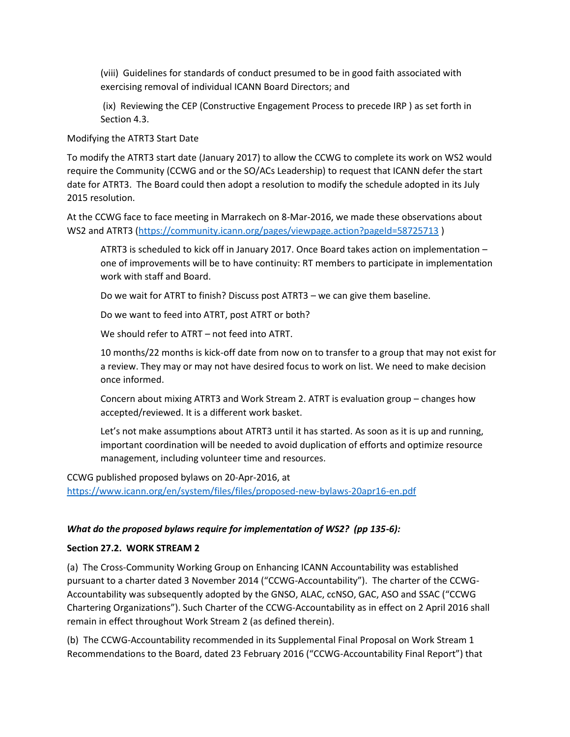(viii) Guidelines for standards of conduct presumed to be in good faith associated with exercising removal of individual ICANN Board Directors; and

(ix) Reviewing the CEP (Constructive Engagement Process to precede IRP ) as set forth in Section 4.3.

Modifying the ATRT3 Start Date

To modify the ATRT3 start date (January 2017) to allow the CCWG to complete its work on WS2 would require the Community (CCWG and or the SO/ACs Leadership) to request that ICANN defer the start date for ATRT3. The Board could then adopt a resolution to modify the schedule adopted in its July 2015 resolution.

At the CCWG face to face meeting in Marrakech on 8-Mar-2016, we made these observations about WS2 and ATRT3 (https://community.icann.org/pages/viewpage.action?pageId=58725713 )

> ATRT3 is scheduled to kick off in January 2017. Once Board takes action on implementation – one of improvements will be to have continuity: RT members to participate in implementation work with staff and Board.
>
> Do we wait for ATRT to finish? Discuss post ATRT3 – we can give them baseline.
>
> Do we want to feed into ATRT, post ATRT or both?
>
> We should refer to ATRT – not feed into ATRT.
>
> 10 months/22 months is kick-off date from now on to transfer to a group that may not exist for a review. They may or may not have desired focus to work on list. We need to make decision once informed.
>
> Concern about mixing ATRT3 and Work Stream 2. ATRT is evaluation group – changes how accepted/reviewed. It is a different work basket.
>
> Let's not make assumptions about ATRT3 until it has started. As soon as it is up and running, important coordination will be needed to avoid duplication of efforts and optimize resource management, including volunteer time and resources.

CCWG published proposed bylaws on 20-Apr-2016, at https://www.icann.org/en/system/files/files/proposed-new-bylaws-20apr16-en.pdf

***What do the proposed bylaws require for implementation of WS2? (pp 135-6):***

**Section 27.2. WORK STREAM 2**

(a) The Cross-Community Working Group on Enhancing ICANN Accountability was established pursuant to a charter dated 3 November 2014 ("CCWG-Accountability"). The charter of the CCWG-Accountability was subsequently adopted by the GNSO, ALAC, ccNSO, GAC, ASO and SSAC ("CCWG Chartering Organizations"). Such Charter of the CCWG-Accountability as in effect on 2 April 2016 shall remain in effect throughout Work Stream 2 (as defined therein).

(b) The CCWG-Accountability recommended in its Supplemental Final Proposal on Work Stream 1 Recommendations to the Board, dated 23 February 2016 ("CCWG-Accountability Final Report") that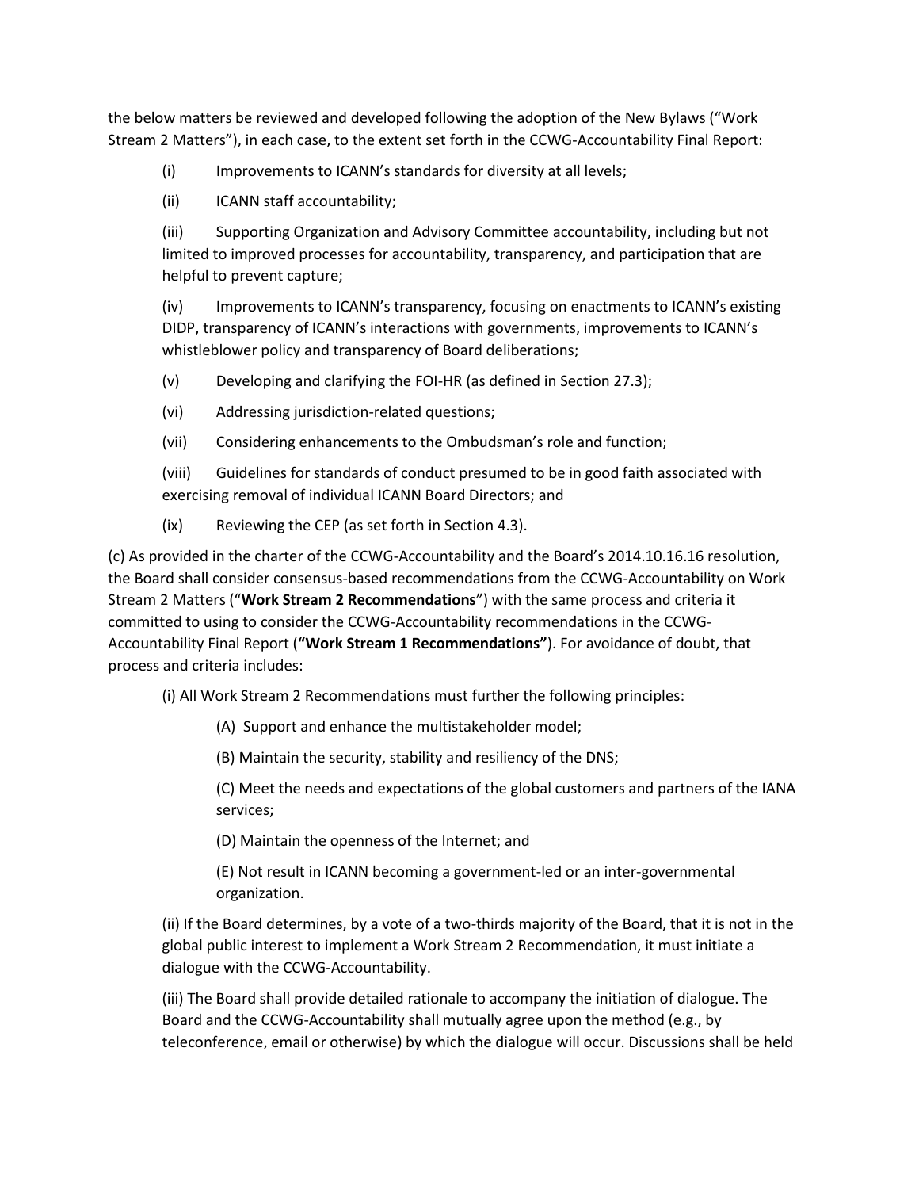the below matters be reviewed and developed following the adoption of the New Bylaws ("Work Stream 2 Matters"), in each case, to the extent set forth in the CCWG-Accountability Final Report:

(i) Improvements to ICANN's standards for diversity at all levels;

(ii) ICANN staff accountability;

(iii) Supporting Organization and Advisory Committee accountability, including but not limited to improved processes for accountability, transparency, and participation that are helpful to prevent capture;

(iv) Improvements to ICANN's transparency, focusing on enactments to ICANN's existing DIDP, transparency of ICANN's interactions with governments, improvements to ICANN's whistleblower policy and transparency of Board deliberations;

(v) Developing and clarifying the FOI-HR (as defined in Section 27.3);

(vi) Addressing jurisdiction-related questions;

(vii) Considering enhancements to the Ombudsman's role and function;

(viii) Guidelines for standards of conduct presumed to be in good faith associated with exercising removal of individual ICANN Board Directors; and

(ix) Reviewing the CEP (as set forth in Section 4.3).

(c) As provided in the charter of the CCWG-Accountability and the Board's 2014.10.16.16 resolution, the Board shall consider consensus-based recommendations from the CCWG-Accountability on Work Stream 2 Matters ("**Work Stream 2 Recommendations**") with the same process and criteria it committed to using to consider the CCWG-Accountability recommendations in the CCWG-Accountability Final Report (**"Work Stream 1 Recommendations"**). For avoidance of doubt, that process and criteria includes:

(i) All Work Stream 2 Recommendations must further the following principles:

(A) Support and enhance the multistakeholder model;

(B) Maintain the security, stability and resiliency of the DNS;

(C) Meet the needs and expectations of the global customers and partners of the IANA services;

(D) Maintain the openness of the Internet; and

(E) Not result in ICANN becoming a government-led or an inter-governmental organization.

(ii) If the Board determines, by a vote of a two-thirds majority of the Board, that it is not in the global public interest to implement a Work Stream 2 Recommendation, it must initiate a dialogue with the CCWG-Accountability.

(iii) The Board shall provide detailed rationale to accompany the initiation of dialogue. The Board and the CCWG-Accountability shall mutually agree upon the method (e.g., by teleconference, email or otherwise) by which the dialogue will occur. Discussions shall be held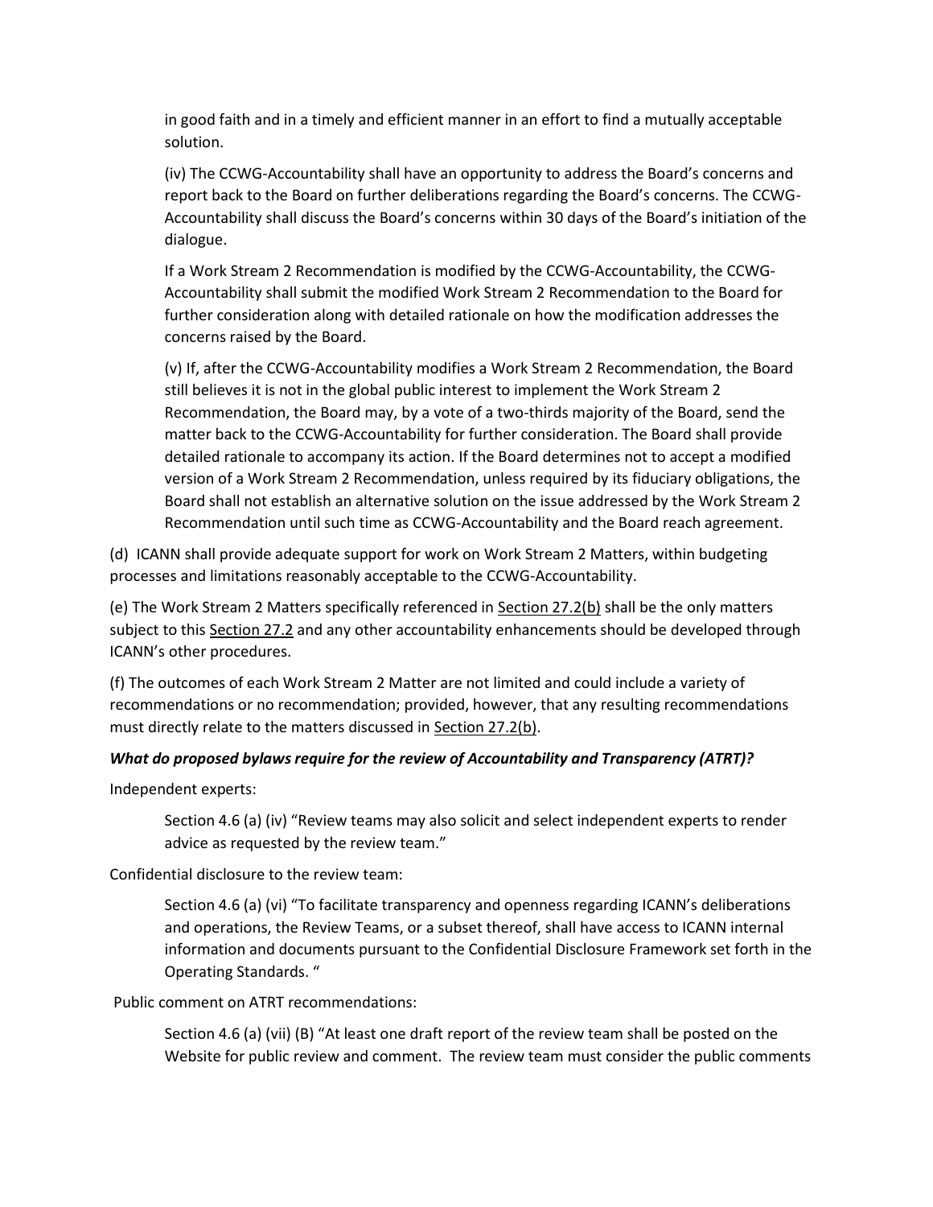in good faith and in a timely and efficient manner in an effort to find a mutually acceptable solution.

(iv) The CCWG-Accountability shall have an opportunity to address the Board's concerns and report back to the Board on further deliberations regarding the Board's concerns. The CCWG-Accountability shall discuss the Board's concerns within 30 days of the Board's initiation of the dialogue.

If a Work Stream 2 Recommendation is modified by the CCWG-Accountability, the CCWG-Accountability shall submit the modified Work Stream 2 Recommendation to the Board for further consideration along with detailed rationale on how the modification addresses the concerns raised by the Board.

(v) If, after the CCWG-Accountability modifies a Work Stream 2 Recommendation, the Board still believes it is not in the global public interest to implement the Work Stream 2 Recommendation, the Board may, by a vote of a two-thirds majority of the Board, send the matter back to the CCWG-Accountability for further consideration. The Board shall provide detailed rationale to accompany its action. If the Board determines not to accept a modified version of a Work Stream 2 Recommendation, unless required by its fiduciary obligations, the Board shall not establish an alternative solution on the issue addressed by the Work Stream 2 Recommendation until such time as CCWG-Accountability and the Board reach agreement.

(d) ICANN shall provide adequate support for work on Work Stream 2 Matters, within budgeting processes and limitations reasonably acceptable to the CCWG-Accountability.

(e) The Work Stream 2 Matters specifically referenced in Section 27.2(b) shall be the only matters subject to this Section 27.2 and any other accountability enhancements should be developed through ICANN's other procedures.

(f) The outcomes of each Work Stream 2 Matter are not limited and could include a variety of recommendations or no recommendation; provided, however, that any resulting recommendations must directly relate to the matters discussed in Section 27.2(b).

***What do proposed bylaws require for the review of Accountability and Transparency (ATRT)?***

Independent experts:

Section 4.6 (a) (iv) "Review teams may also solicit and select independent experts to render advice as requested by the review team."

Confidential disclosure to the review team:

Section 4.6 (a) (vi) "To facilitate transparency and openness regarding ICANN's deliberations and operations, the Review Teams, or a subset thereof, shall have access to ICANN internal information and documents pursuant to the Confidential Disclosure Framework set forth in the Operating Standards. "

Public comment on ATRT recommendations:

Section 4.6 (a) (vii) (B) "At least one draft report of the review team shall be posted on the Website for public review and comment. The review team must consider the public comments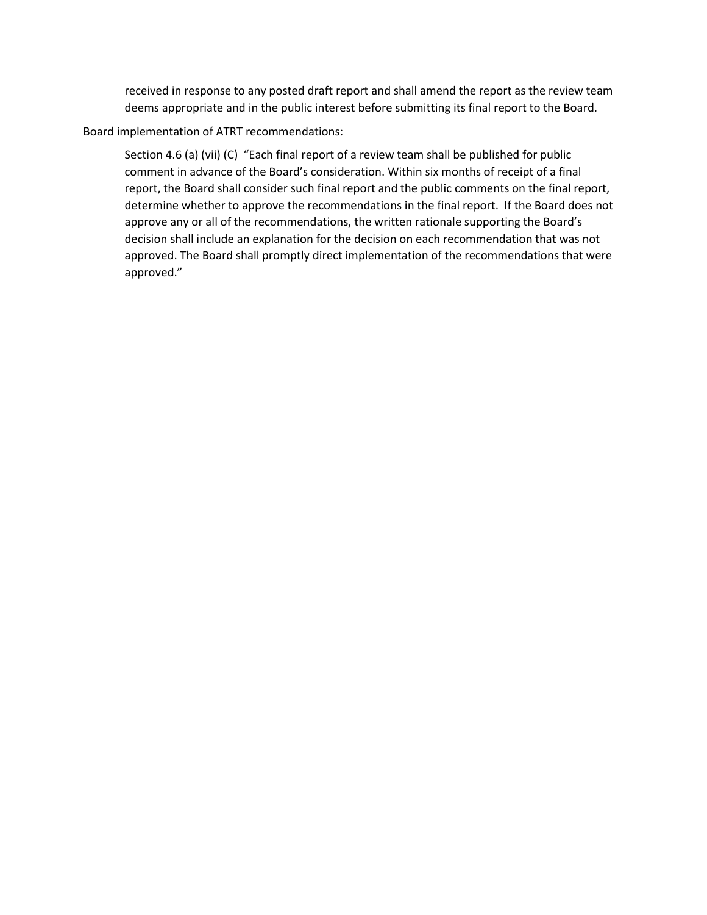received in response to any posted draft report and shall amend the report as the review team deems appropriate and in the public interest before submitting its final report to the Board.

Board implementation of ATRT recommendations:

> Section 4.6 (a) (vii) (C) "Each final report of a review team shall be published for public comment in advance of the Board's consideration. Within six months of receipt of a final report, the Board shall consider such final report and the public comments on the final report, determine whether to approve the recommendations in the final report. If the Board does not approve any or all of the recommendations, the written rationale supporting the Board's decision shall include an explanation for the decision on each recommendation that was not approved. The Board shall promptly direct implementation of the recommendations that were approved."